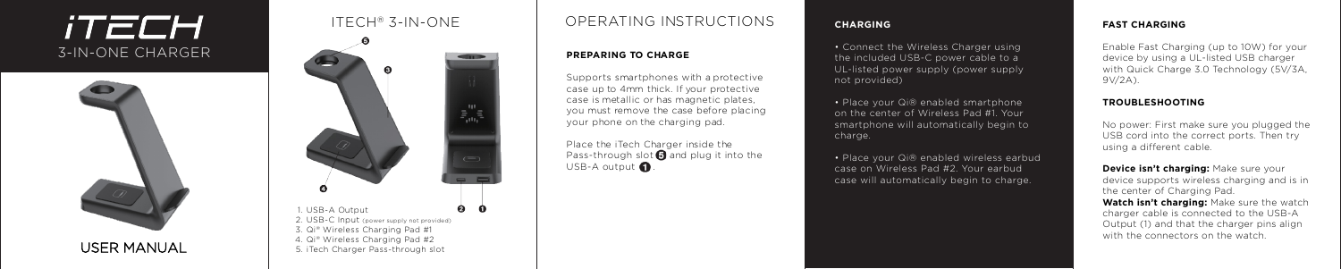# iTECH

## 3-IN-ONE CHARGER

USER MANUAL

## ITECH® 3-IN-ONE

1. USB-A Output
2. USB-C Input (power supply not provided)
3. Qi® Wireless Charging Pad #1
4. Qi® Wireless Charging Pad #2
5. iTech Charger Pass-through slot

## OPERATING INSTRUCTIONS

### PREPARING TO CHARGE

Supports smartphones with a protective case up to 4mm thick. If your protective case is metallic or has magnetic plates, you must remove the case before placing your phone on the charging pad.

Place the iTech Charger inside the Pass-through slot 5 and plug it into the USB-A output 1.

### CHARGING

- Connect the Wireless Charger using the included USB-C power cable to a UL-listed power supply (power supply not provided)
- Place your Qi® enabled smartphone on the center of Wireless Pad #1. Your smartphone will automatically begin to charge.
- Place your Qi® enabled wireless earbud case on Wireless Pad #2. Your earbud case will automatically begin to charge.

### FAST CHARGING

Enable Fast Charging (up to 10W) for your device by using a UL-listed USB charger with Quick Charge 3.0 Technology (5V/3A, 9V/2A).

### TROUBLESHOOTING

No power: First make sure you plugged the USB cord into the correct ports. Then try using a different cable.

**Device isn't charging:** Make sure your device supports wireless charging and is in the center of Charging Pad.

**Watch isn't charging:** Make sure the watch charger cable is connected to the USB-A Output (1) and that the charger pins align with the connectors on the watch.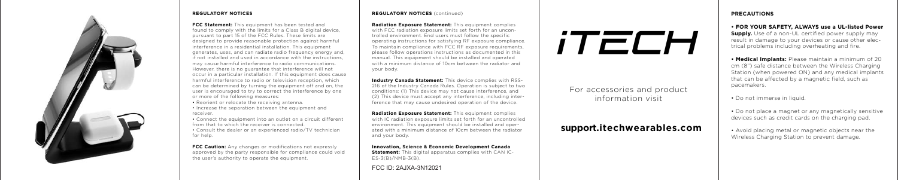## REGULATORY NOTICES

**FCC Statement:** This equipment has been tested and found to comply with the limits for a Class B digital device, pursuant to part 15 of the FCC Rules. These limits are designed to provide reasonable protection against harmful interference in a residential installation. This equipment generates, uses, and can radiate radio frequency energy and, if not installed and used in accordance with the instructions, may cause harmful interference to radio communications. However, there is no guarantee that interference will not occur in a particular installation. If this equipment does cause harmful interference to radio or television reception, which can be determined by turning the equipment off and on, the user is encouraged to try to correct the interference by one or more of the following measures:

- Reorient or relocate the receiving antenna.
- Increase the separation between the equipment and receiver.
- Connect the equipment into an outlet on a circuit different from that to which the receiver is connected.
- Consult the dealer or an experienced radio/TV technician for help.

**FCC Caution:** Any changes or modifications not expressly approved by the party responsible for compliance could void the user's authority to operate the equipment.

## REGULATORY NOTICES (continued)

**Radiation Exposure Statement:** This equipment complies with FCC radiation exposure limits set forth for an uncontrolled environment. End users must follow the specific operating instructions for satisfying RF exposure compliance. To maintain compliance with FCC RF exposure requirements, please follow operations instructions as documented in this manual. This equipment should be installed and operated with a minimum distance of 10cm between the radiator and your body.

**Industry Canada Statement:** This device complies with RSS-216 of the Industry Canada Rules. Operation is subject to two conditions: (1) This device may not cause interference, and (2) This device must accept any interference, including interference that may cause undesired operation of the device.

**Radiation Exposure Statement:** This equipment complies with IC radiation exposure limits set forth for an uncontrolled environment. This equipment should be installed and operated with a minimum distance of 10cm between the radiator and your body.

**Innovation, Science & Economic Development Canada Statement:** This digital apparatus complies with CAN ICES-3(B)/NMB-3(B).

FCC ID: 2AJXA-3N12021

# iTECH

For accessories and product information visit

**support.itechwearables.com**

## PRECAUTIONS

- **FOR YOUR SAFETY, ALWAYS use a UL-listed Power Supply.** Use of a non-UL certified power supply may result in damage to your devices or cause other electrical problems including overheating and fire.
- **Medical Implants:** Please maintain a minimum of 20 cm (8") safe distance between the Wireless Charging Station (when powered ON) and any medical implants that can be affected by a magnetic field, such as pacemakers.
- Do not immerse in liquid.
- Do not place a magnet or any magnetically sensitive devices such as credit cards on the charging pad.
- Avoid placing metal or magnetic objects near the Wireless Charging Station to prevent damage.